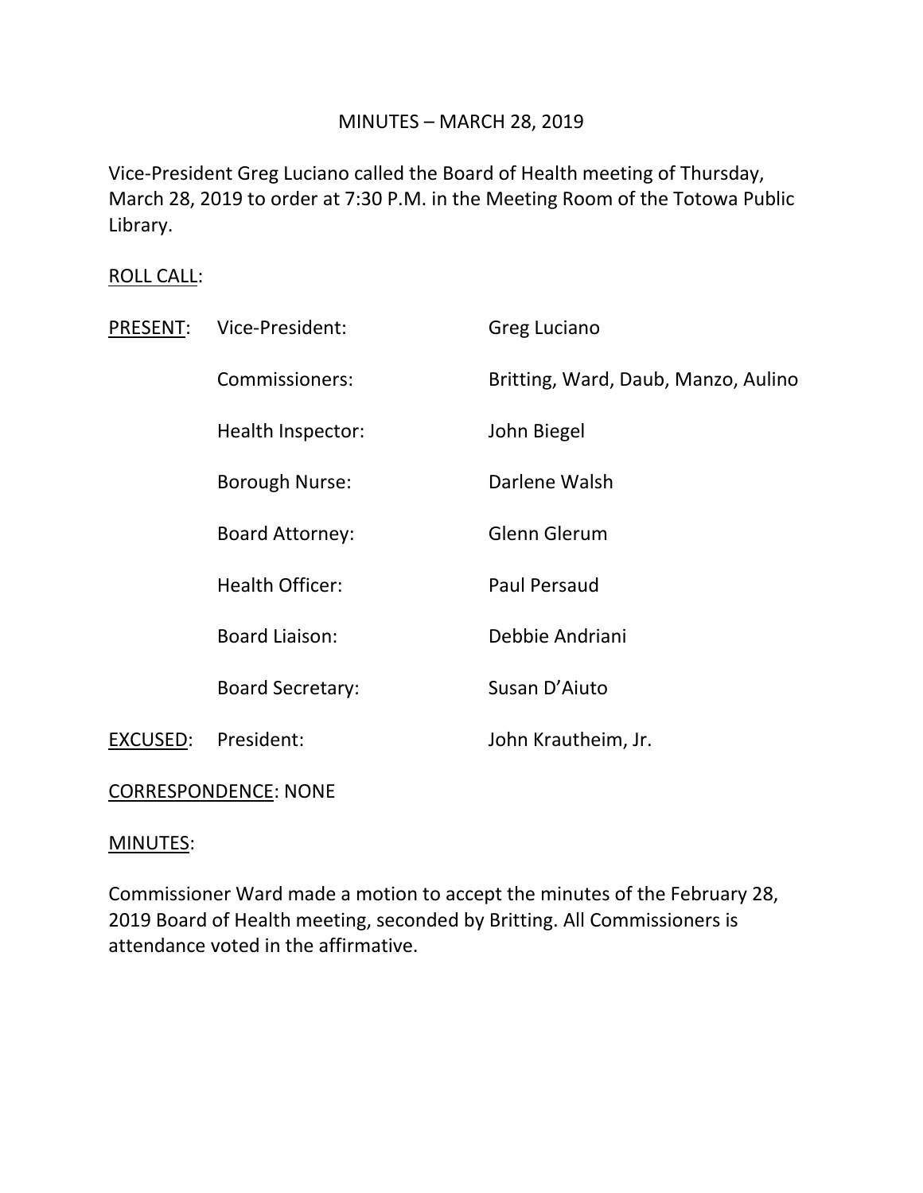# MINUTES – MARCH 28, 2019

Vice-President Greg Luciano called the Board of Health meeting of Thursday, March 28, 2019 to order at 7:30 P.M. in the Meeting Room of the Totowa Public Library.

ROLL CALL:

| | | |
|---|---|---|
| PRESENT: | Vice-President: | Greg Luciano |
| | Commissioners: | Britting, Ward, Daub, Manzo, Aulino |
| | Health Inspector: | John Biegel |
| | Borough Nurse: | Darlene Walsh |
| | Board Attorney: | Glenn Glerum |
| | Health Officer: | Paul Persaud |
| | Board Liaison: | Debbie Andriani |
| | Board Secretary: | Susan D'Aiuto |
| EXCUSED: | President: | John Krautheim, Jr. |

CORRESPONDENCE: NONE

MINUTES:

Commissioner Ward made a motion to accept the minutes of the February 28, 2019 Board of Health meeting, seconded by Britting. All Commissioners is attendance voted in the affirmative.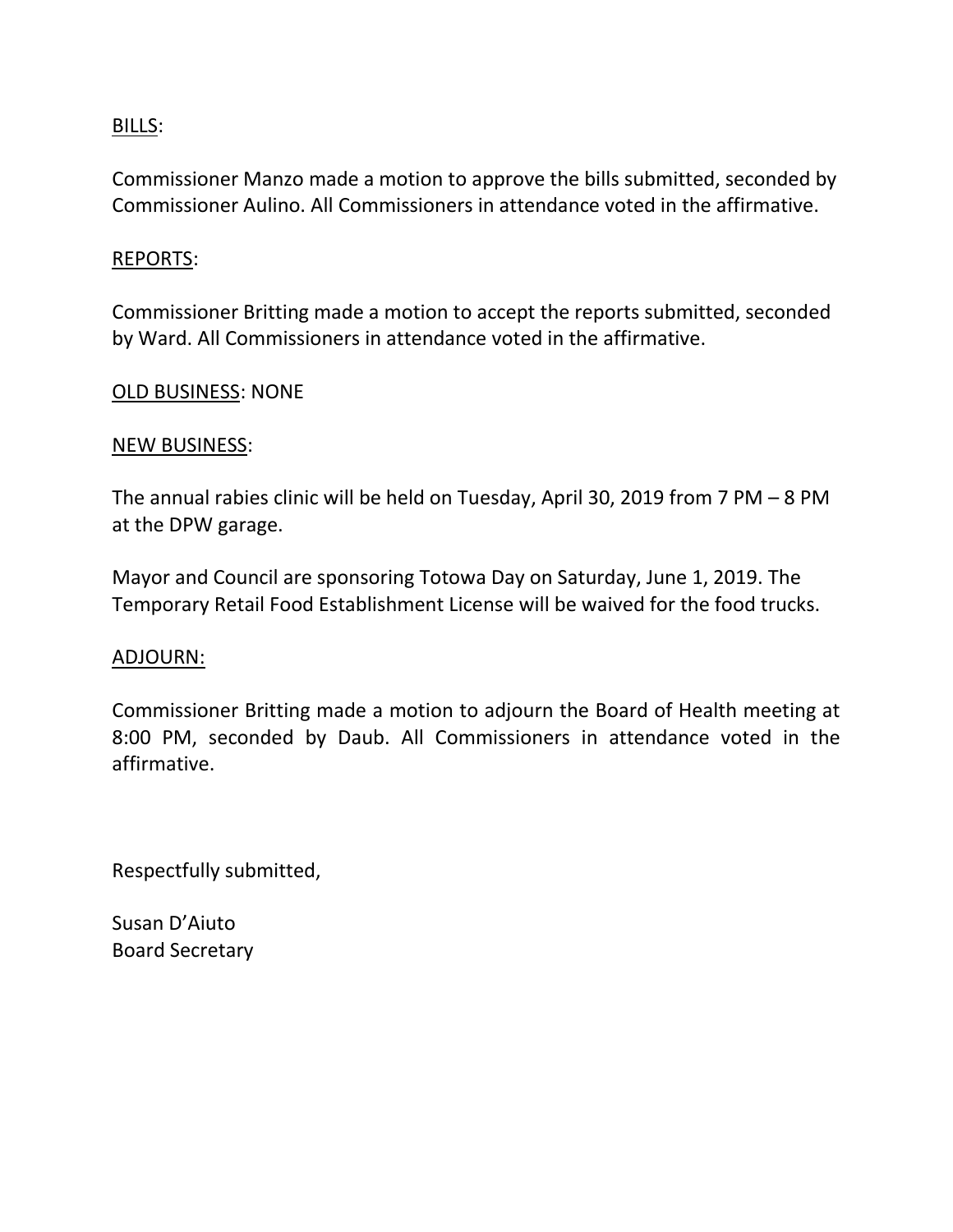BILLS:

Commissioner Manzo made a motion to approve the bills submitted, seconded by Commissioner Aulino. All Commissioners in attendance voted in the affirmative.

REPORTS:

Commissioner Britting made a motion to accept the reports submitted, seconded by Ward. All Commissioners in attendance voted in the affirmative.

OLD BUSINESS: NONE

NEW BUSINESS:

The annual rabies clinic will be held on Tuesday, April 30, 2019 from 7 PM – 8 PM at the DPW garage.

Mayor and Council are sponsoring Totowa Day on Saturday, June 1, 2019. The Temporary Retail Food Establishment License will be waived for the food trucks.

ADJOURN:

Commissioner Britting made a motion to adjourn the Board of Health meeting at 8:00 PM, seconded by Daub. All Commissioners in attendance voted in the affirmative.

Respectfully submitted,

Susan D'Aiuto
Board Secretary